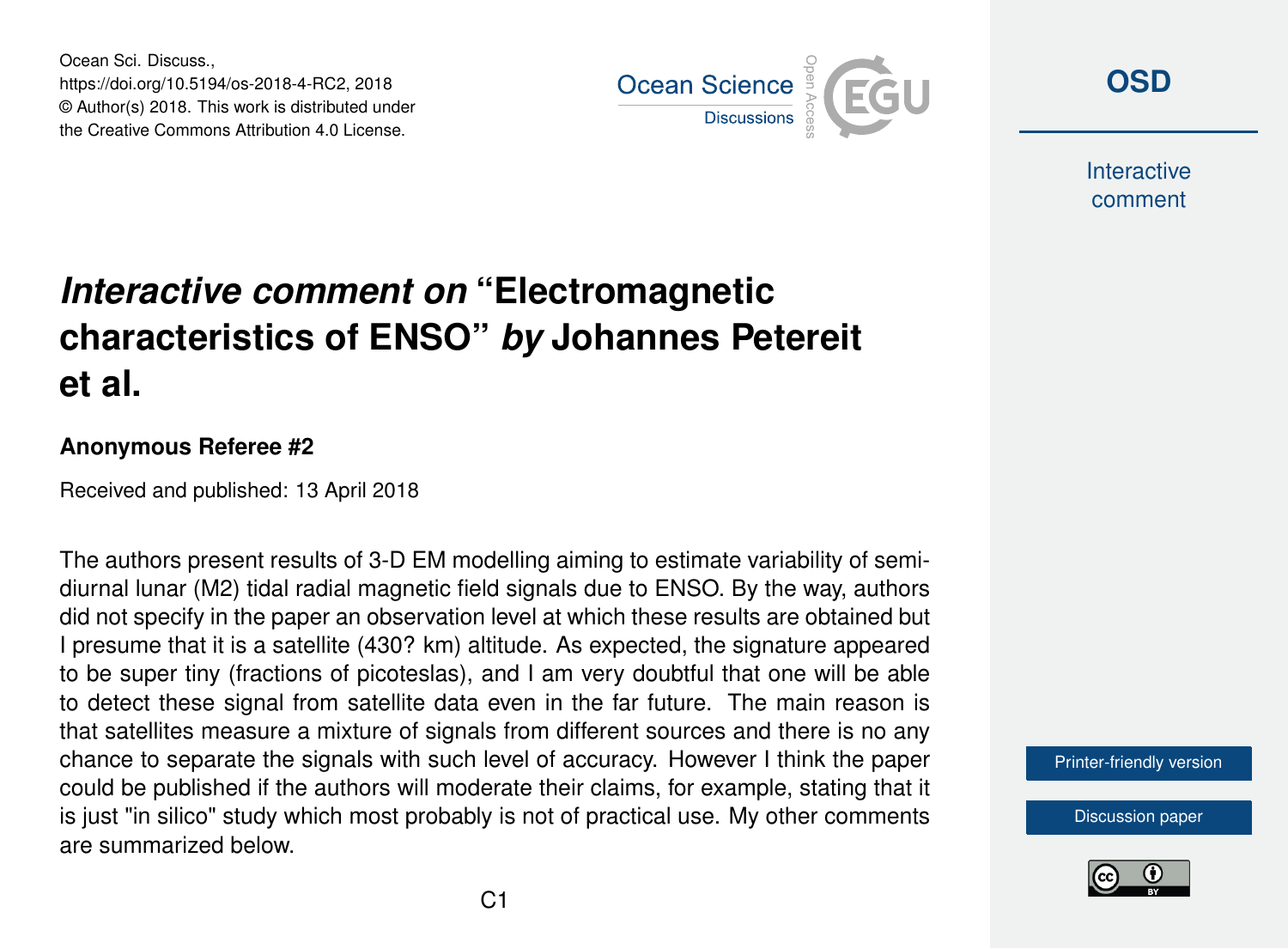# *Interactive comment on* "Electromagnetic characteristics of ENSO" *by* Johannes Petereit et al.

**Anonymous Referee #2**

Received and published: 13 April 2018

The authors present results of 3-D EM modelling aiming to estimate variability of semi-diurnal lunar (M2) tidal radial magnetic field signals due to ENSO. By the way, authors did not specify in the paper an observation level at which these results are obtained but I presume that it is a satellite (430? km) altitude. As expected, the signature appeared to be super tiny (fractions of picoteslas), and I am very doubtful that one will be able to detect these signal from satellite data even in the far future. The main reason is that satellites measure a mixture of signals from different sources and there is no any chance to separate the signals with such level of accuracy. However I think the paper could be published if the authors will moderate their claims, for example, stating that it is just "in silico" study which most probably is not of practical use. My other comments are summarized below.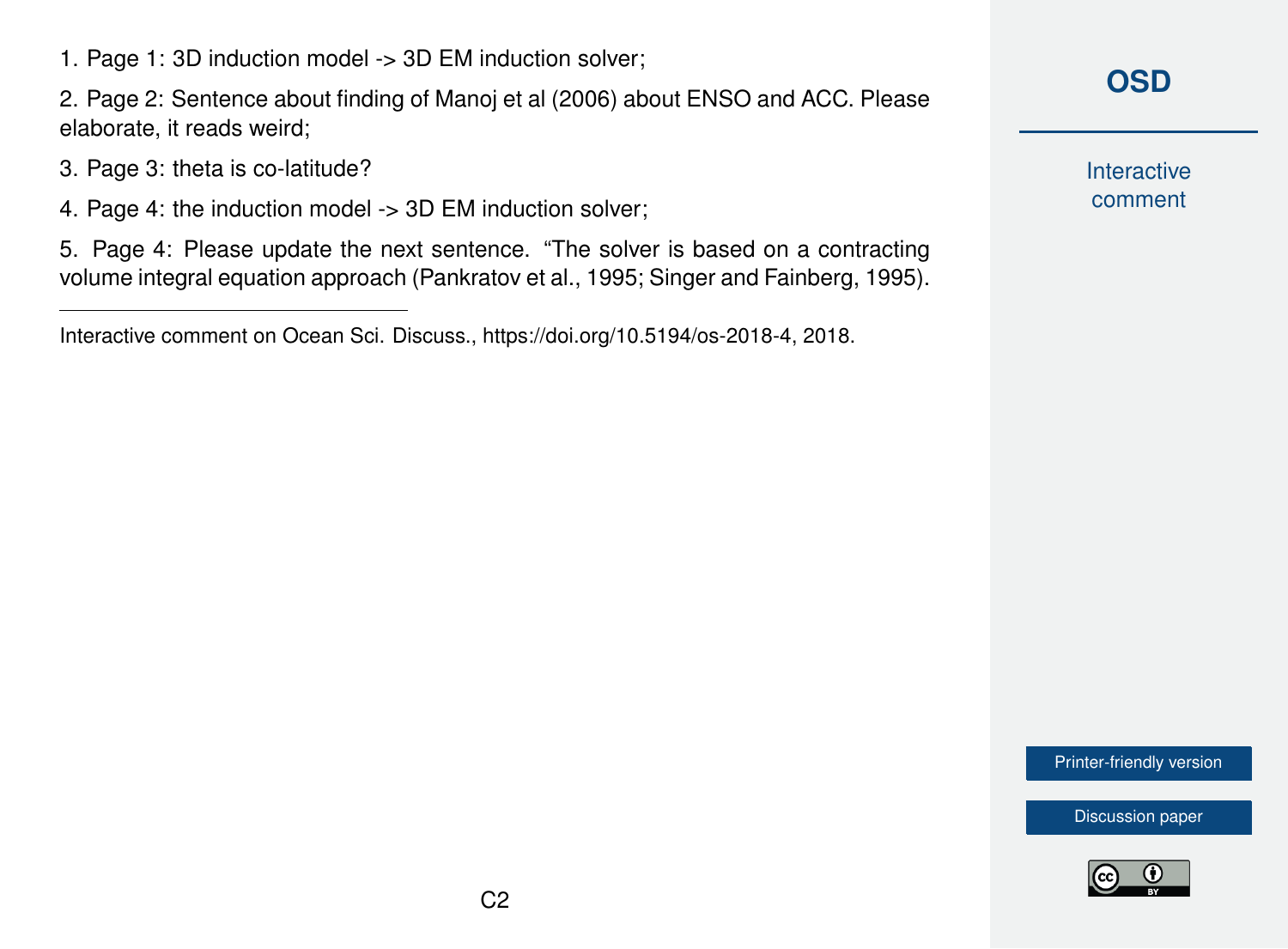1. Page 1: 3D induction model -> 3D EM induction solver;

2. Page 2: Sentence about finding of Manoj et al (2006) about ENSO and ACC. Please elaborate, it reads weird;

3. Page 3: theta is co-latitude?

4. Page 4: the induction model -> 3D EM induction solver;

5. Page 4: Please update the next sentence. “The solver is based on a contracting volume integral equation approach (Pankratov et al., 1995; Singer and Fainberg, 1995).

---

Interactive comment on Ocean Sci. Discuss., https://doi.org/10.5194/os-2018-4, 2018.